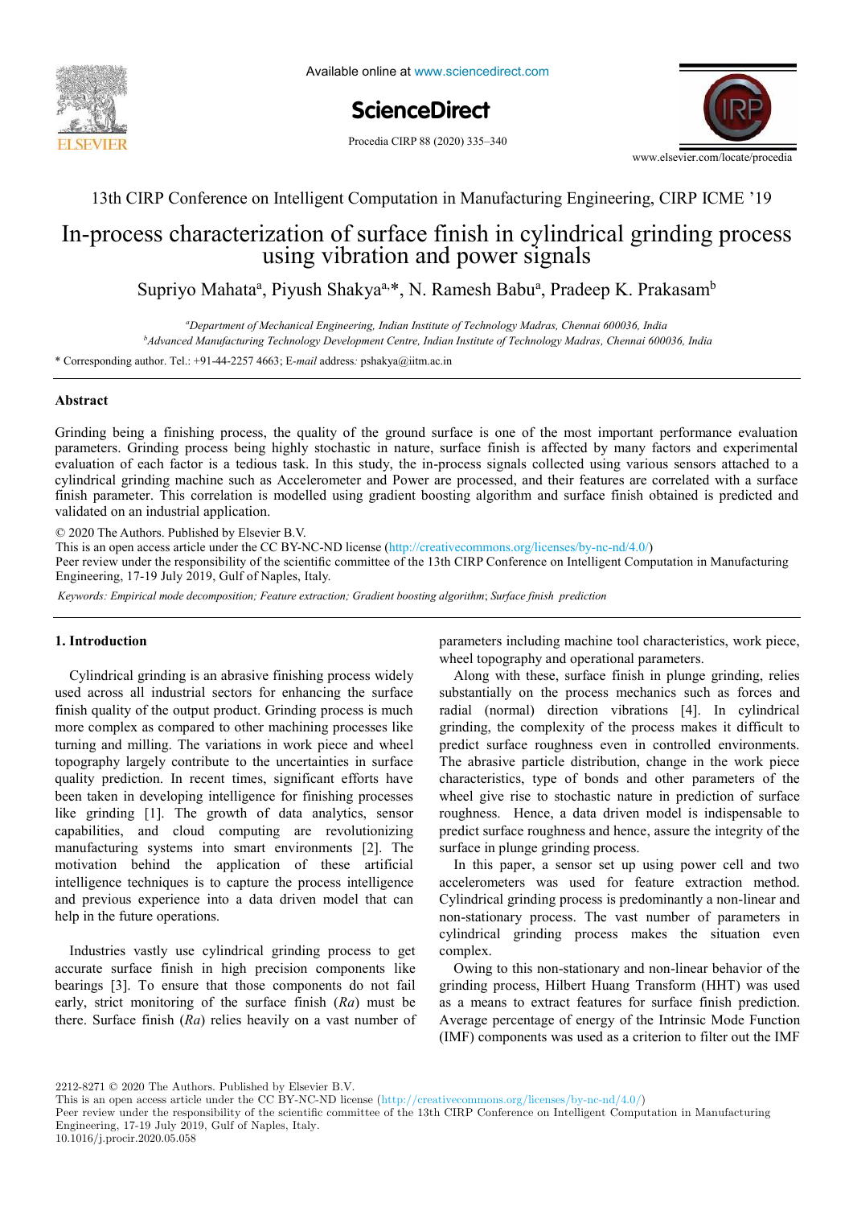13th CIRP Conference on Intelligent Computation in Manufacturing Engineering, CIRP ICME '19

# In-process characterization of surface finish in cylindrical grinding process using vibration and power signals

Supriyo Mahata[a], Piyush Shakya[a,*], N. Ramesh Babu[a], Pradeep K. Prakasam[b]

[a]*Department of Mechanical Engineering, Indian Institute of Technology Madras, Chennai 600036, India*
[b]*Advanced Manufacturing Technology Development Centre, Indian Institute of Technology Madras, Chennai 600036, India*

\* Corresponding author. Tel.: +91-44-2257 4663; *E-mail* address*:* pshakya@iitm.ac.in

## Abstract

Grinding being a finishing process, the quality of the ground surface is one of the most important performance evaluation parameters. Grinding process being highly stochastic in nature, surface finish is affected by many factors and experimental evaluation of each factor is a tedious task. In this study, the in-process signals collected using various sensors attached to a cylindrical grinding machine such as Accelerometer and Power are processed, and their features are correlated with a surface finish parameter. This correlation is modelled using gradient boosting algorithm and surface finish obtained is predicted and validated on an industrial application.

© 2020 The Authors. Published by Elsevier B.V.
This is an open access article under the CC BY-NC-ND license (http://creativecommons.org/licenses/by-nc-nd/4.0/)
Peer review under the responsibility of the scientific committee of the 13th CIRP Conference on Intelligent Computation in Manufacturing Engineering, 17-19 July 2019, Gulf of Naples, Italy.

*Keywords: Empirical mode decomposition; Feature extraction; Gradient boosting algorithm; Surface finish prediction*

## 1. Introduction

Cylindrical grinding is an abrasive finishing process widely used across all industrial sectors for enhancing the surface finish quality of the output product. Grinding process is much more complex as compared to other machining processes like turning and milling. The variations in work piece and wheel topography largely contribute to the uncertainties in surface quality prediction. In recent times, significant efforts have been taken in developing intelligence for finishing processes like grinding [1]. The growth of data analytics, sensor capabilities, and cloud computing are revolutionizing manufacturing systems into smart environments [2]. The motivation behind the application of these artificial intelligence techniques is to capture the process intelligence and previous experience into a data driven model that can help in the future operations.

Industries vastly use cylindrical grinding process to get accurate surface finish in high precision components like bearings [3]. To ensure that those components do not fail early, strict monitoring of the surface finish (*Ra*) must be there. Surface finish (*Ra*) relies heavily on a vast number of parameters including machine tool characteristics, work piece, wheel topography and operational parameters.

Along with these, surface finish in plunge grinding, relies substantially on the process mechanics such as forces and radial (normal) direction vibrations [4]. In cylindrical grinding, the complexity of the process makes it difficult to predict surface roughness even in controlled environments. The abrasive particle distribution, change in the work piece characteristics, type of bonds and other parameters of the wheel give rise to stochastic nature in prediction of surface roughness. Hence, a data driven model is indispensable to predict surface roughness and hence, assure the integrity of the surface in plunge grinding process.

In this paper, a sensor set up using power cell and two accelerometers was used for feature extraction method. Cylindrical grinding process is predominantly a non-linear and non-stationary process. The vast number of parameters in cylindrical grinding process makes the situation even complex.

Owing to this non-stationary and non-linear behavior of the grinding process, Hilbert Huang Transform (HHT) was used as a means to extract features for surface finish prediction. Average percentage of energy of the Intrinsic Mode Function (IMF) components was used as a criterion to filter out the IMF

2212-8271 © 2020 The Authors. Published by Elsevier B.V.
This is an open access article under the CC BY-NC-ND license (http://creativecommons.org/licenses/by-nc-nd/4.0/)
Peer review under the responsibility of the scientific committee of the 13th CIRP Conference on Intelligent Computation in Manufacturing Engineering, 17-19 July 2019, Gulf of Naples, Italy.
10.1016/j.procir.2020.05.058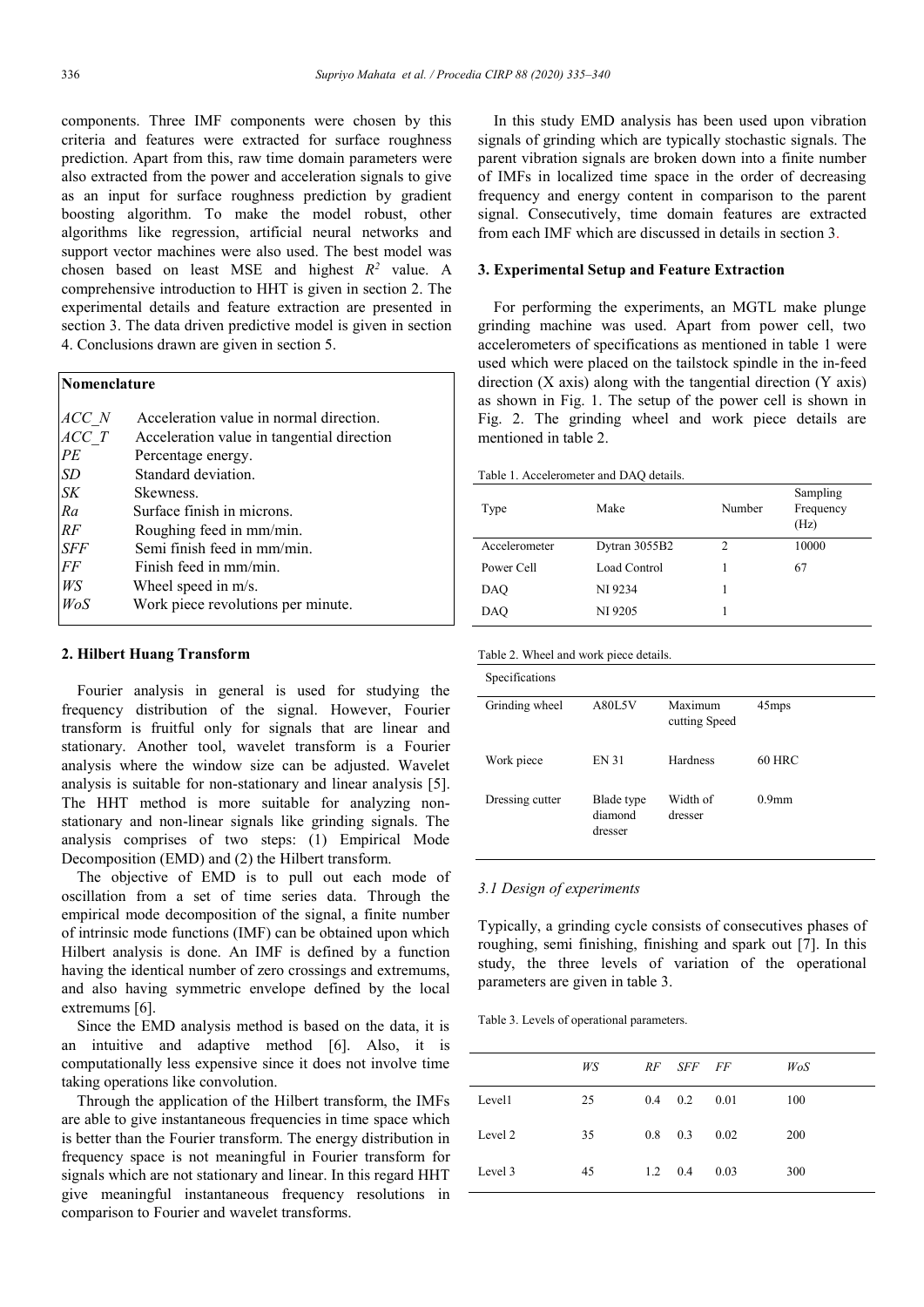components. Three IMF components were chosen by this criteria and features were extracted for surface roughness prediction. Apart from this, raw time domain parameters were also extracted from the power and acceleration signals to give as an input for surface roughness prediction by gradient boosting algorithm. To make the model robust, other algorithms like regression, artificial neural networks and support vector machines were also used. The best model was chosen based on least MSE and highest $R^2$ value. A comprehensive introduction to HHT is given in section 2. The experimental details and feature extraction are presented in section 3. The data driven predictive model is given in section 4. Conclusions drawn are given in section 5.

| **Nomenclature** | |
|---|---|
| *ACC_N* | Acceleration value in normal direction. |
| *ACC_T* | Acceleration value in tangential direction |
| *PE* | Percentage energy. |
| *SD* | Standard deviation. |
| *SK* | Skewness. |
| *Ra* | Surface finish in microns. |
| *RF* | Roughing feed in mm/min. |
| *SFF* | Semi finish feed in mm/min. |
| *FF* | Finish feed in mm/min. |
| *WS* | Wheel speed in m/s. |
| *WoS* | Work piece revolutions per minute. |

## 2. Hilbert Huang Transform

Fourier analysis in general is used for studying the frequency distribution of the signal. However, Fourier transform is fruitful only for signals that are linear and stationary. Another tool, wavelet transform is a Fourier analysis where the window size can be adjusted. Wavelet analysis is suitable for non-stationary and linear analysis [5]. The HHT method is more suitable for analyzing non-stationary and non-linear signals like grinding signals. The analysis comprises of two steps: (1) Empirical Mode Decomposition (EMD) and (2) the Hilbert transform.

The objective of EMD is to pull out each mode of oscillation from a set of time series data. Through the empirical mode decomposition of the signal, a finite number of intrinsic mode functions (IMF) can be obtained upon which Hilbert analysis is done. An IMF is defined by a function having the identical number of zero crossings and extremums, and also having symmetric envelope defined by the local extremums [6].

Since the EMD analysis method is based on the data, it is an intuitive and adaptive method [6]. Also, it is computationally less expensive since it does not involve time taking operations like convolution.

Through the application of the Hilbert transform, the IMFs are able to give instantaneous frequencies in time space which is better than the Fourier transform. The energy distribution in frequency space is not meaningful in Fourier transform for signals which are not stationary and linear. In this regard HHT give meaningful instantaneous frequency resolutions in comparison to Fourier and wavelet transforms.

In this study EMD analysis has been used upon vibration signals of grinding which are typically stochastic signals. The parent vibration signals are broken down into a finite number of IMFs in localized time space in the order of decreasing frequency and energy content in comparison to the parent signal. Consecutively, time domain features are extracted from each IMF which are discussed in details in section 3.

## 3. Experimental Setup and Feature Extraction

For performing the experiments, an MGTL make plunge grinding machine was used. Apart from power cell, two accelerometers of specifications as mentioned in table 1 were used which were placed on the tailstock spindle in the in-feed direction (X axis) along with the tangential direction (Y axis) as shown in Fig. 1. The setup of the power cell is shown in Fig. 2. The grinding wheel and work piece details are mentioned in table 2.

Table 1. Accelerometer and DAQ details.

| Type | Make | Number | Sampling Frequency (Hz) |
|---|---|---|---|
| Accelerometer | Dytran 3055B2 | 2 | 10000 |
| Power Cell | Load Control | 1 | 67 |
| DAQ | NI 9234 | 1 | |
| DAQ | NI 9205 | 1 | |

Table 2. Wheel and work piece details.

| Specifications | | | |
|---|---|---|---|
| Grinding wheel | A80L5V | Maximum cutting Speed | 45mps |
| Work piece | EN 31 | Hardness | 60 HRC |
| Dressing cutter | Blade type diamond dresser | Width of dresser | 0.9mm |

### 3.1 Design of experiments

Typically, a grinding cycle consists of consecutives phases of roughing, semi finishing, finishing and spark out [7]. In this study, the three levels of variation of the operational parameters are given in table 3.

Table 3. Levels of operational parameters.

| | *WS* | *RF* | *SFF* | *FF* | *WoS* |
|---|---|---|---|---|---|
| Level1 | 25 | 0.4 | 0.2 | 0.01 | 100 |
| Level 2 | 35 | 0.8 | 0.3 | 0.02 | 200 |
| Level 3 | 45 | 1.2 | 0.4 | 0.03 | 300 |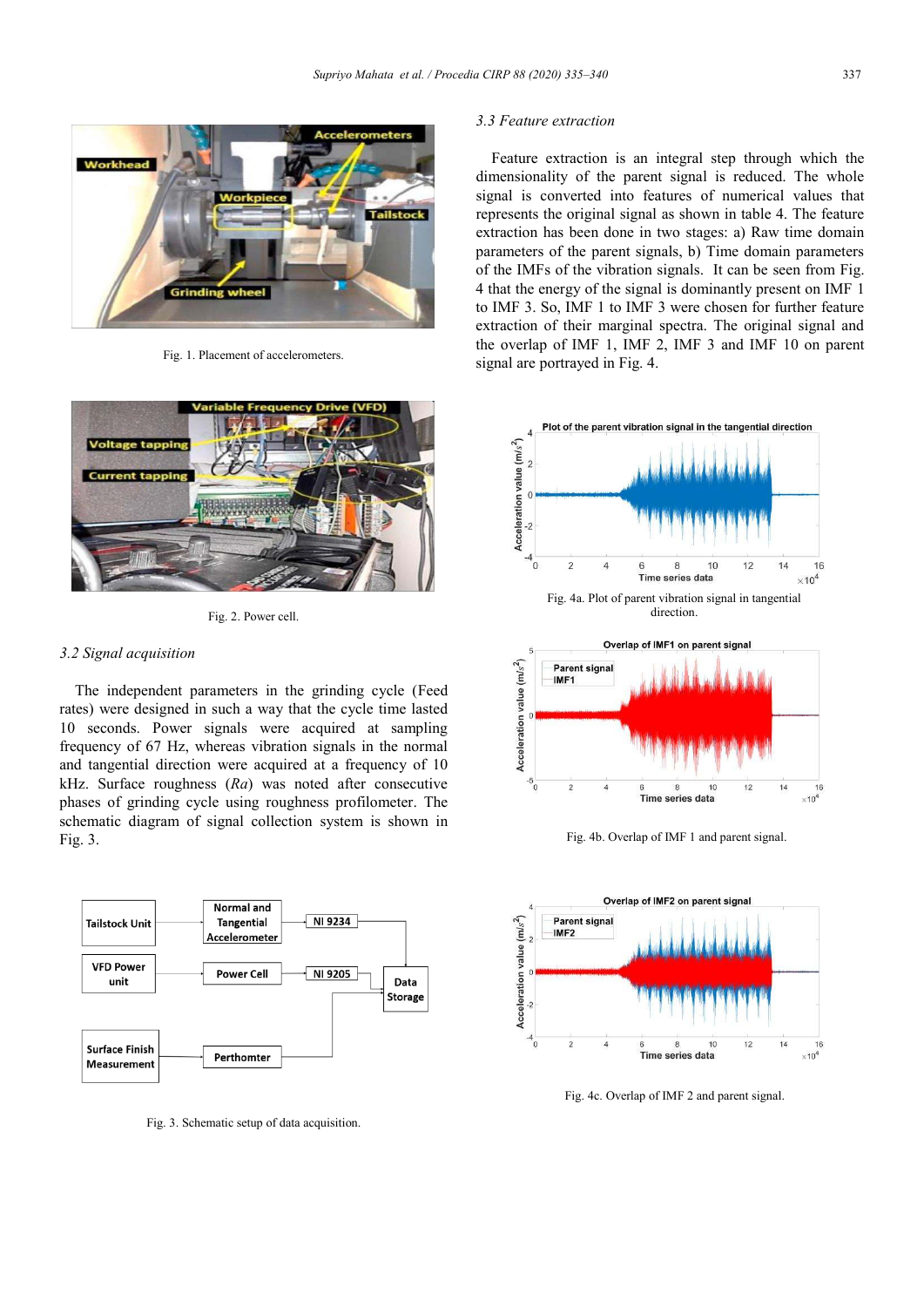Fig. 1. Placement of accelerometers.

Fig. 2. Power cell.

### 3.2 Signal acquisition

The independent parameters in the grinding cycle (Feed rates) were designed in such a way that the cycle time lasted 10 seconds. Power signals were acquired at sampling frequency of 67 Hz, whereas vibration signals in the normal and tangential direction were acquired at a frequency of 10 kHz. Surface roughness (*Ra*) was noted after consecutive phases of grinding cycle using roughness profilometer. The schematic diagram of signal collection system is shown in Fig. 3.

Fig. 3. Schematic setup of data acquisition.

### 3.3 Feature extraction

Feature extraction is an integral step through which the dimensionality of the parent signal is reduced. The whole signal is converted into features of numerical values that represents the original signal as shown in table 4. The feature extraction has been done in two stages: a) Raw time domain parameters of the parent signals, b) Time domain parameters of the IMFs of the vibration signals. It can be seen from Fig. 4 that the energy of the signal is dominantly present on IMF 1 to IMF 3. So, IMF 1 to IMF 3 were chosen for further feature extraction of their marginal spectra. The original signal and the overlap of IMF 1, IMF 2, IMF 3 and IMF 10 on parent signal are portrayed in Fig. 4.

Fig. 4a. Plot of parent vibration signal in tangential direction.

Fig. 4b. Overlap of IMF 1 and parent signal.

Fig. 4c. Overlap of IMF 2 and parent signal.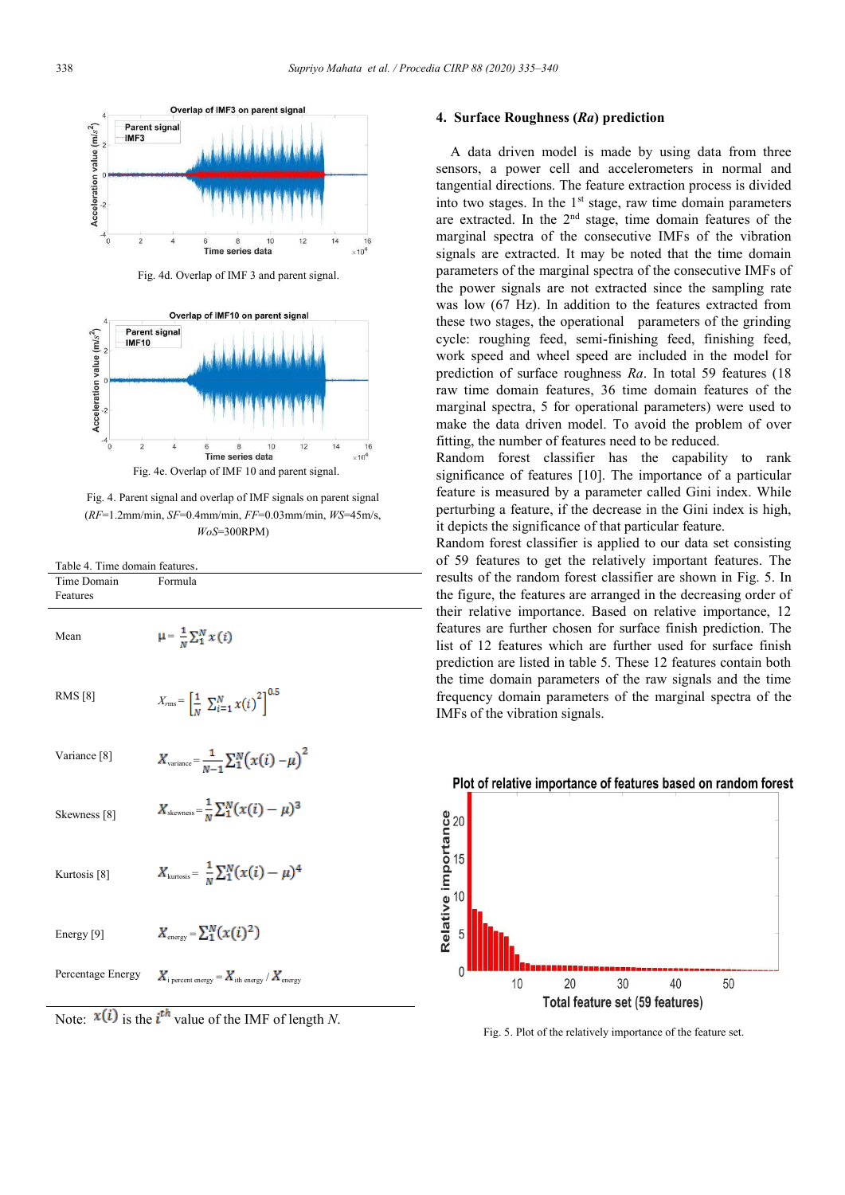Fig. 4d. Overlap of IMF 3 and parent signal.

Fig. 4e. Overlap of IMF 10 and parent signal.

Fig. 4. Parent signal and overlap of IMF signals on parent signal (*RF*=1.2mm/min, *SF*=0.4mm/min, *FF*=0.03mm/min, *WS*=45m/s, *WoS*=300RPM)

Table 4. Time domain features.

| Time Domain Features | Formula |
|---|---|
| Mean | $\mu = \frac{1}{N}\sum_{1}^{N} x(i)$ |
| RMS [8] | $X_{rms} = \left[\frac{1}{N}\sum_{i=1}^{N} x(i)^2\right]^{0.5}$ |
| Variance [8] | $X_{variance} = \frac{1}{N-1}\sum_{1}^{N}(x(i) - \mu)^2$ |
| Skewness [8] | $X_{skewness} = \frac{1}{N}\sum_{1}^{N}(x(i) - \mu)^3$ |
| Kurtosis [8] | $X_{kurtosis} = \frac{1}{N}\sum_{1}^{N}(x(i) - \mu)^4$ |
| Energy [9] | $X_{energy} = \sum_{1}^{N}(x(i)^2)$ |
| Percentage Energy | $X_{i\ percent\ energy} = X_{ith\ energy} / X_{energy}$ |

Note: $x(i)$ is the $i^{th}$ value of the IMF of length *N*.

## 4. Surface Roughness (*Ra*) prediction

A data driven model is made by using data from three sensors, a power cell and accelerometers in normal and tangential directions. The feature extraction process is divided into two stages. In the 1st stage, raw time domain parameters are extracted. In the 2nd stage, time domain features of the marginal spectra of the consecutive IMFs of the vibration signals are extracted. It may be noted that the time domain parameters of the marginal spectra of the consecutive IMFs of the power signals are not extracted since the sampling rate was low (67 Hz). In addition to the features extracted from these two stages, the operational parameters of the grinding cycle: roughing feed, semi-finishing feed, finishing feed, work speed and wheel speed are included in the model for prediction of surface roughness *Ra*. In total 59 features (18 raw time domain features, 36 time domain features of the marginal spectra, 5 for operational parameters) were used to make the data driven model. To avoid the problem of over fitting, the number of features need to be reduced.

Random forest classifier has the capability to rank significance of features [10]. The importance of a particular feature is measured by a parameter called Gini index. While perturbing a feature, if the decrease in the Gini index is high, it depicts the significance of that particular feature.

Random forest classifier is applied to our data set consisting of 59 features to get the relatively important features. The results of the random forest classifier are shown in Fig. 5. In the figure, the features are arranged in the decreasing order of their relative importance. Based on relative importance, 12 features are further chosen for surface finish prediction. The list of 12 features which are further used for surface finish prediction are listed in table 5. These 12 features contain both the time domain parameters of the raw signals and the time frequency domain parameters of the marginal spectra of the IMFs of the vibration signals.

Fig. 5. Plot of the relatively importance of the feature set.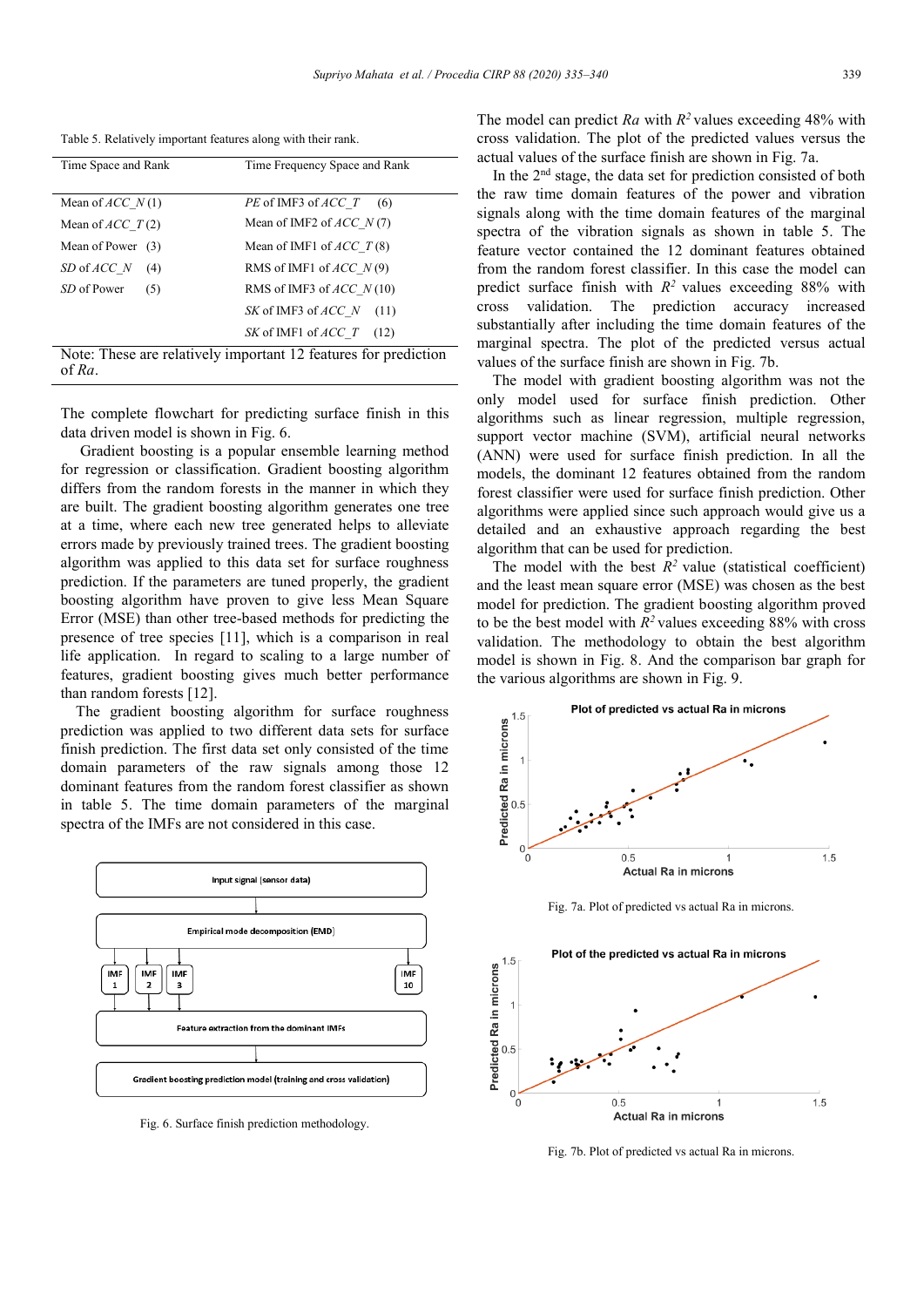Table 5. Relatively important features along with their rank.

| Time Space and Rank | Time Frequency Space and Rank |
|---|---|
| Mean of *ACC_N* (1) | *PE* of IMF3 of *ACC_T* (6) |
| Mean of *ACC_T* (2) | Mean of IMF2 of *ACC_N* (7) |
| Mean of Power (3) | Mean of IMF1 of *ACC_T* (8) |
| *SD* of *ACC_N* (4) | RMS of IMF1 of *ACC_N* (9) |
| *SD* of Power (5) | RMS of IMF3 of *ACC_N* (10) |
| | *SK* of IMF3 of *ACC_N* (11) |
| | *SK* of IMF1 of *ACC_T* (12) |

Note: These are relatively important 12 features for prediction of *Ra*.

The complete flowchart for predicting surface finish in this data driven model is shown in Fig. 6.

Gradient boosting is a popular ensemble learning method for regression or classification. Gradient boosting algorithm differs from the random forests in the manner in which they are built. The gradient boosting algorithm generates one tree at a time, where each new tree generated helps to alleviate errors made by previously trained trees. The gradient boosting algorithm was applied to this data set for surface roughness prediction. If the parameters are tuned properly, the gradient boosting algorithm have proven to give less Mean Square Error (MSE) than other tree-based methods for predicting the presence of tree species [11], which is a comparison in real life application. In regard to scaling to a large number of features, gradient boosting gives much better performance than random forests [12].

The gradient boosting algorithm for surface roughness prediction was applied to two different data sets for surface finish prediction. The first data set only consisted of the time domain parameters of the raw signals among those 12 dominant features obtained from the random forest classifier as shown in table 5. The time domain parameters of the marginal spectra of the IMFs are not considered in this case.

Input signal (sensor data)

Empirical mode decomposition (EMD)

IMF 1 | IMF 2 | IMF 3 | IMF 10

Feature extraction from the dominant IMFs

Gradient boosting prediction model (training and cross validation)

Fig. 6. Surface finish prediction methodology.

The model can predict *Ra* with $R^2$ values exceeding 48% with cross validation. The plot of the predicted values versus the actual values of the surface finish are shown in Fig. 7a.

In the 2[nd] stage, the data set for prediction consisted of both the raw time domain features of the power and vibration signals along with the time domain features of the marginal spectra of the vibration signals as shown in table 5. The feature vector contained the 12 dominant features obtained from the random forest classifier. In this case the model can predict surface finish with $R^2$ values exceeding 88% with cross validation. The prediction accuracy increased substantially after including the time domain features of the marginal spectra. The plot of the predicted versus actual values of the surface finish are shown in Fig. 7b.

The model with gradient boosting algorithm was not the only model used for surface finish prediction. Other algorithms such as linear regression, multiple regression, support vector machine (SVM), artificial neural networks (ANN) were used for surface finish prediction. In all the models, the dominant 12 features obtained from the random forest classifier were used for surface finish prediction. Other algorithms were applied since such approach would give us a detailed and an exhaustive approach regarding the best algorithm that can be used for prediction.

The model with the best $R^2$ value (statistical coefficient) and the least mean square error (MSE) was chosen as the best model for prediction. The gradient boosting algorithm proved to be the best model with $R^2$ values exceeding 88% with cross validation. The methodology to obtain the best algorithm model is shown in Fig. 8. And the comparison bar graph for the various algorithms are shown in Fig. 9.

Fig. 7a. Plot of predicted vs actual Ra in microns.

Fig. 7b. Plot of predicted vs actual Ra in microns.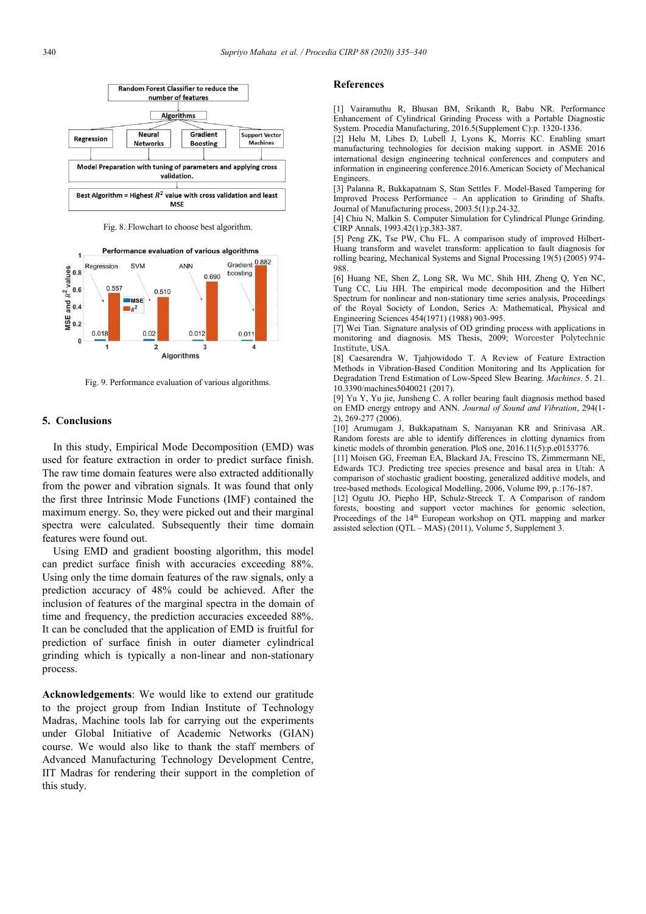Random Forest Classifier to reduce the number of features

Algorithms

Regression

Neural Networks

Gradient Boosting

Support Vector Machines

Model Preparation with tuning of parameters and applying cross validation.

Best Algorithm = Highest $R^2$ value with cross validation and least MSE

Fig. 8. Flowchart to choose best algorithm.

Performance evaluation of various algorithms

MSE and $R^2$ values

1
0.8
0.6
0.4
0.2
0

Regression
SVM
ANN
Gradient boosting

0.557
0.510
0.690
0.882

0.018
0.02
0.012
0.011

MSE
$R^2$

1
2
3
4

Algorithms

Fig. 9. Performance evaluation of various algorithms.

## 5. Conclusions

In this study, Empirical Mode Decomposition (EMD) was used for feature extraction in order to predict surface finish. The raw time domain features were also extracted additionally from the power and vibration signals. It was found that only the first three Intrinsic Mode Functions (IMF) contained the maximum energy. So, they were picked out and their marginal spectra were calculated. Subsequently their time domain features were found out.

Using EMD and gradient boosting algorithm, this model can predict surface finish with accuracies exceeding 88%. Using only the time domain features of the raw signals, only a prediction accuracy of 48% could be achieved. After the inclusion of features of the marginal spectra in the domain of time and frequency, the prediction accuracies exceeded 88%. It can be concluded that the application of EMD is fruitful for prediction of surface finish in outer diameter cylindrical grinding which is typically a non-linear and non-stationary process.

**Acknowledgements**: We would like to extend our gratitude to the project group from Indian Institute of Technology Madras, Machine tools lab for carrying out the experiments under Global Initiative of Academic Networks (GIAN) course. We would also like to thank the staff members of Advanced Manufacturing Technology Development Centre, IIT Madras for rendering their support in the completion of this study.

## References

[1] Vairamuthu R, Bhusan BM, Srikanth R, Babu NR. Performance Enhancement of Cylindrical Grinding Process with a Portable Diagnostic System. Procedia Manufacturing, 2016.5(Supplement C):p. 1320-1336.

[2] Helu M, Libes D, Lubell J, Lyons K, Morris KC. Enabling smart manufacturing technologies for decision making support. in ASME 2016 international design engineering technical conferences and computers and information in engineering conference.2016.American Society of Mechanical Engineers.

[3] Palanna R, Bukkapatnam S, Stan Settles F. Model-Based Tampering for Improved Process Performance – An application to Grinding of Shafts. Journal of Manufacturing process, 2003.5(1):p.24-32.

[4] Chiu N, Malkin S. Computer Simulation for Cylindrical Plunge Grinding. CIRP Annals, 1993.42(1):p.383-387.

[5] Peng ZK, Tse PW, Chu FL. A comparison study of improved Hilbert-Huang transform and wavelet transform: application to fault diagnosis for rolling bearing, Mechanical Systems and Signal Processing 19(5) (2005) 974-988.

[6] Huang NE, Shen Z, Long SR, Wu MC, Shih HH, Zheng Q, Yen NC, Tung CC, Liu HH. The empirical mode decomposition and the Hilbert Spectrum for nonlinear and non-stationary time series analysis, Proceedings of the Royal Society of London, Series A: Mathematical, Physical and Engineering Sciences 454(1971) (1988) 903-995.

[7] Wei Tian. Signature analysis of OD grinding process with applications in monitoring and diagnosis. MS Thesis, 2009; Worcester Polytechnic Institute, USA.

[8] Caesarendra W, Tjahjowidodo T. A Review of Feature Extraction Methods in Vibration-Based Condition Monitoring and Its Application for Degradation Trend Estimation of Low-Speed Slew Bearing. *Machines*. 5. 21. 10.3390/machines5040021 (2017).

[9] Yu Y, Yu jie, Junsheng C. A roller bearing fault diagnosis method based on EMD energy entropy and ANN. *Journal of Sound and Vibration*, 294(1-2), 269-277 (2006).

[10] Arumugam J, Bukkapatnam S, Narayanan KR and Srinivasa AR. Random forests are able to identify differences in clotting dynamics from kinetic models of thrombin generation. PloS one, 2016.11(5):p.e0153776.

[11] Moisen GG, Freeman EA, Blackard JA, Frescino TS, Zimmermann NE, Edwards TCJ. Predicting tree species presence and basal area in Utah: A comparison of stochastic gradient boosting, generalized additive models, and tree-based methods. Ecological Modelling, 2006, Volume I99, p.:176-187.

[12] Ogutu JO, Piepho HP, Schulz-Streeck T. A Comparison of random forests, boosting and support vector machines for genomic selection, Proceedings of the 14th European workshop on QTL mapping and marker assisted selection (QTL – MAS) (2011), Volume 5, Supplement 3.